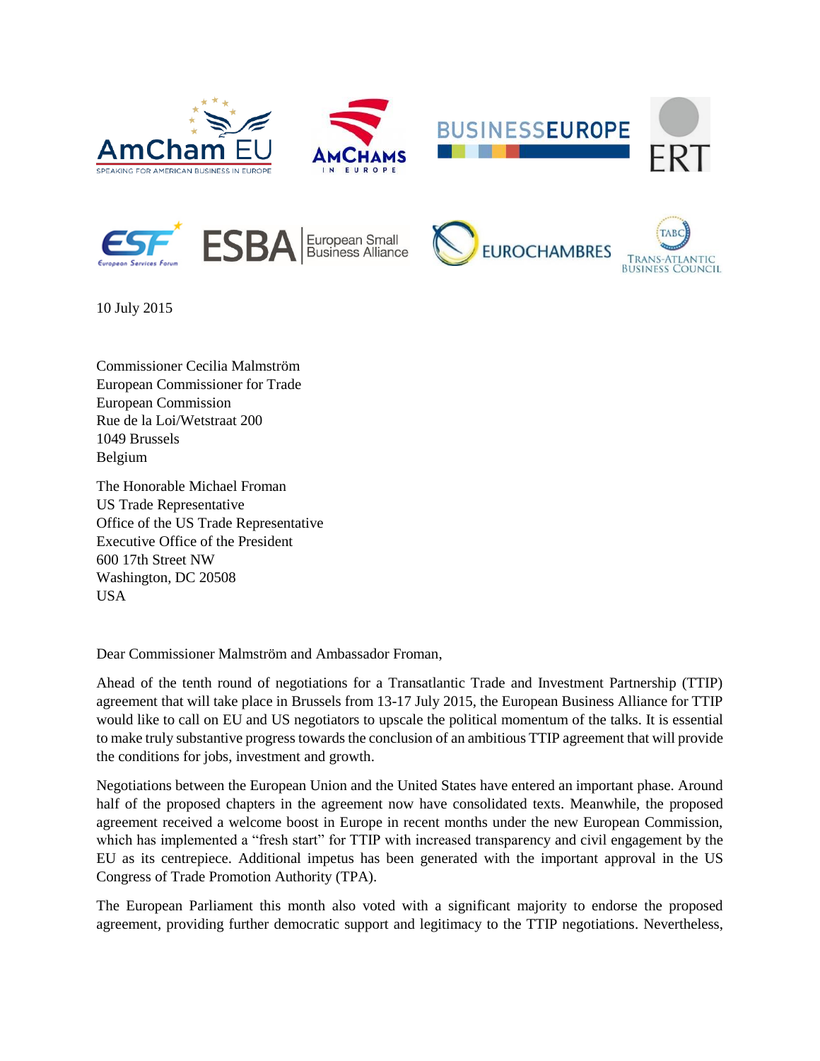10 July 2015

Commissioner Cecilia Malmström
European Commissioner for Trade
European Commission
Rue de la Loi/Wetstraat 200
1049 Brussels
Belgium

The Honorable Michael Froman
US Trade Representative
Office of the US Trade Representative
Executive Office of the President
600 17th Street NW
Washington, DC 20508
USA

Dear Commissioner Malmström and Ambassador Froman,

Ahead of the tenth round of negotiations for a Transatlantic Trade and Investment Partnership (TTIP) agreement that will take place in Brussels from 13-17 July 2015, the European Business Alliance for TTIP would like to call on EU and US negotiators to upscale the political momentum of the talks. It is essential to make truly substantive progress towards the conclusion of an ambitious TTIP agreement that will provide the conditions for jobs, investment and growth.

Negotiations between the European Union and the United States have entered an important phase. Around half of the proposed chapters in the agreement now have consolidated texts. Meanwhile, the proposed agreement received a welcome boost in Europe in recent months under the new European Commission, which has implemented a "fresh start" for TTIP with increased transparency and civil engagement by the EU as its centrepiece. Additional impetus has been generated with the important approval in the US Congress of Trade Promotion Authority (TPA).

The European Parliament this month also voted with a significant majority to endorse the proposed agreement, providing further democratic support and legitimacy to the TTIP negotiations. Nevertheless,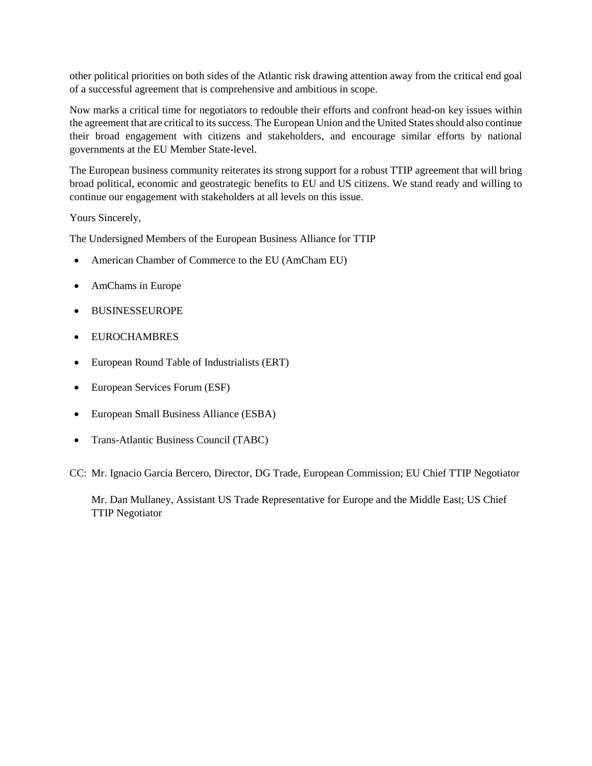other political priorities on both sides of the Atlantic risk drawing attention away from the critical end goal of a successful agreement that is comprehensive and ambitious in scope.

Now marks a critical time for negotiators to redouble their efforts and confront head-on key issues within the agreement that are critical to its success. The European Union and the United States should also continue their broad engagement with citizens and stakeholders, and encourage similar efforts by national governments at the EU Member State-level.

The European business community reiterates its strong support for a robust TTIP agreement that will bring broad political, economic and geostrategic benefits to EU and US citizens. We stand ready and willing to continue our engagement with stakeholders at all levels on this issue.

Yours Sincerely,

The Undersigned Members of the European Business Alliance for TTIP

- American Chamber of Commerce to the EU (AmCham EU)
- AmChams in Europe
- BUSINESSEUROPE
- EUROCHAMBRES
- European Round Table of Industrialists (ERT)
- European Services Forum (ESF)
- European Small Business Alliance (ESBA)
- Trans-Atlantic Business Council (TABC)

CC: Mr. Ignacio Garcia Bercero, Director, DG Trade, European Commission; EU Chief TTIP Negotiator

Mr. Dan Mullaney, Assistant US Trade Representative for Europe and the Middle East; US Chief TTIP Negotiator